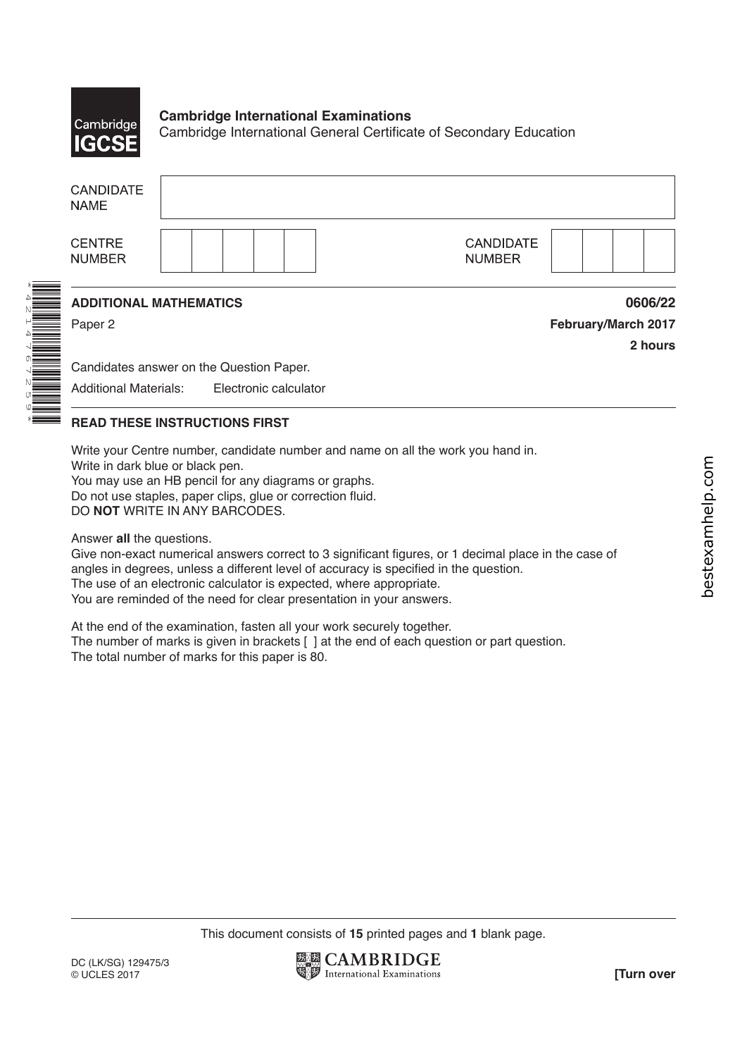Cambridge IGCSE

**Cambridge International Examinations**
Cambridge International General Certificate of Secondary Education

| CANDIDATE NAME | |
|---|---|

| CENTRE NUMBER | | CANDIDATE NUMBER | |
|---|---|---|---|

\* 4 2 1 4 7 6 7 2 5 9 \*

**ADDITIONAL MATHEMATICS** **0606/22**

Paper 2 **February/March 2017**

**2 hours**

Candidates answer on the Question Paper.

Additional Materials: Electronic calculator

**READ THESE INSTRUCTIONS FIRST**

Write your Centre number, candidate number and name on all the work you hand in.
Write in dark blue or black pen.
You may use an HB pencil for any diagrams or graphs.
Do not use staples, paper clips, glue or correction fluid.
DO **NOT** WRITE IN ANY BARCODES.

Answer **all** the questions.
Give non-exact numerical answers correct to 3 significant figures, or 1 decimal place in the case of angles in degrees, unless a different level of accuracy is specified in the question.
The use of an electronic calculator is expected, where appropriate.
You are reminded of the need for clear presentation in your answers.

At the end of the examination, fasten all your work securely together.
The number of marks is given in brackets [ ] at the end of each question or part question.
The total number of marks for this paper is 80.

This document consists of **15** printed pages and **1** blank page.

DC (LK/SG) 129475/3
© UCLES 2017

**[Turn over**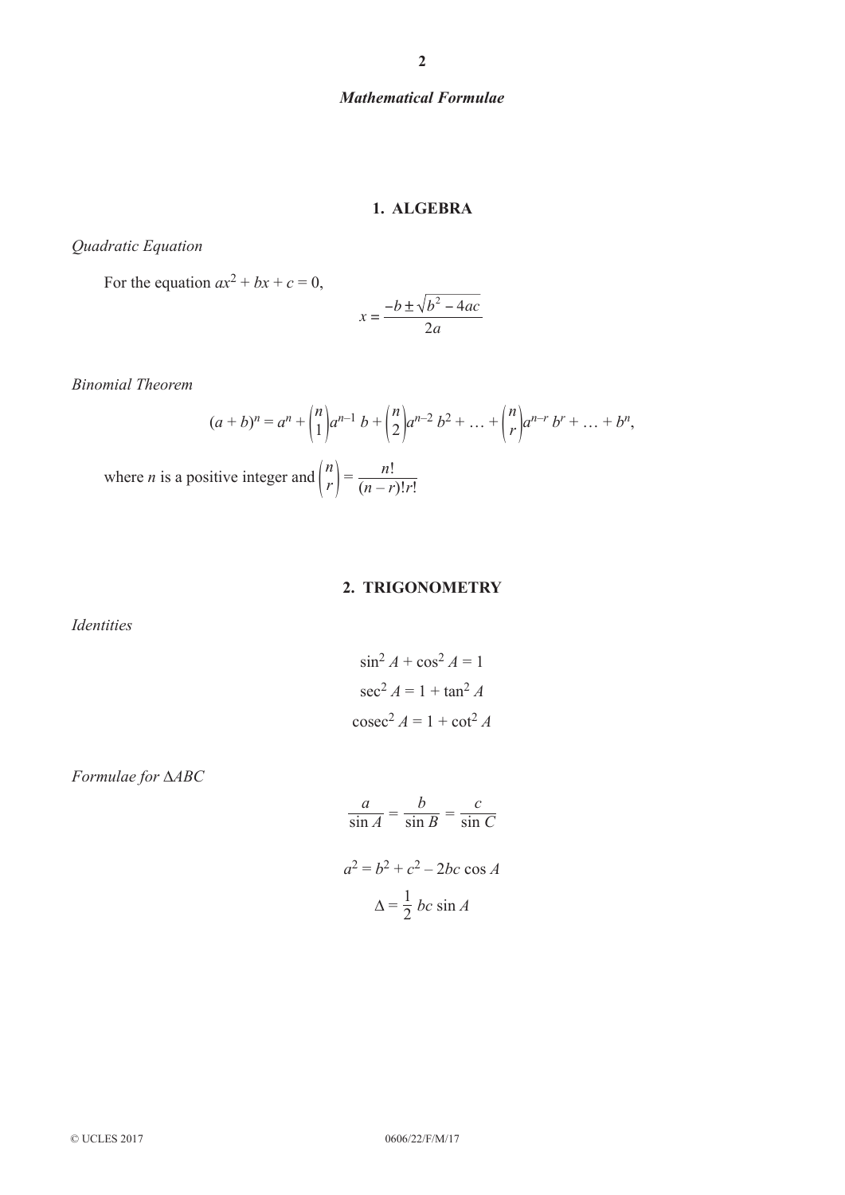## *Mathematical Formulae*

### 1. ALGEBRA

*Quadratic Equation*

For the equation $ax^2 + bx + c = 0$,

$$x = \frac{-b \pm \sqrt{b^2 - 4ac}}{2a}$$

*Binomial Theorem*

$$(a + b)^n = a^n + \binom{n}{1}a^{n-1}\,b + \binom{n}{2}a^{n-2}\,b^2 + \ldots + \binom{n}{r}a^{n-r}\,b^r + \ldots + b^n,$$

where $n$ is a positive integer and $\binom{n}{r} = \dfrac{n!}{(n-r)!r!}$

### 2. TRIGONOMETRY

*Identities*

$$\sin^2 A + \cos^2 A = 1$$

$$\sec^2 A = 1 + \tan^2 A$$

$$\operatorname{cosec}^2 A = 1 + \cot^2 A$$

*Formulae for* $\Delta ABC$

$$\frac{a}{\sin A} = \frac{b}{\sin B} = \frac{c}{\sin C}$$

$$a^2 = b^2 + c^2 - 2bc \cos A$$

$$\Delta = \frac{1}{2}\,bc \sin A$$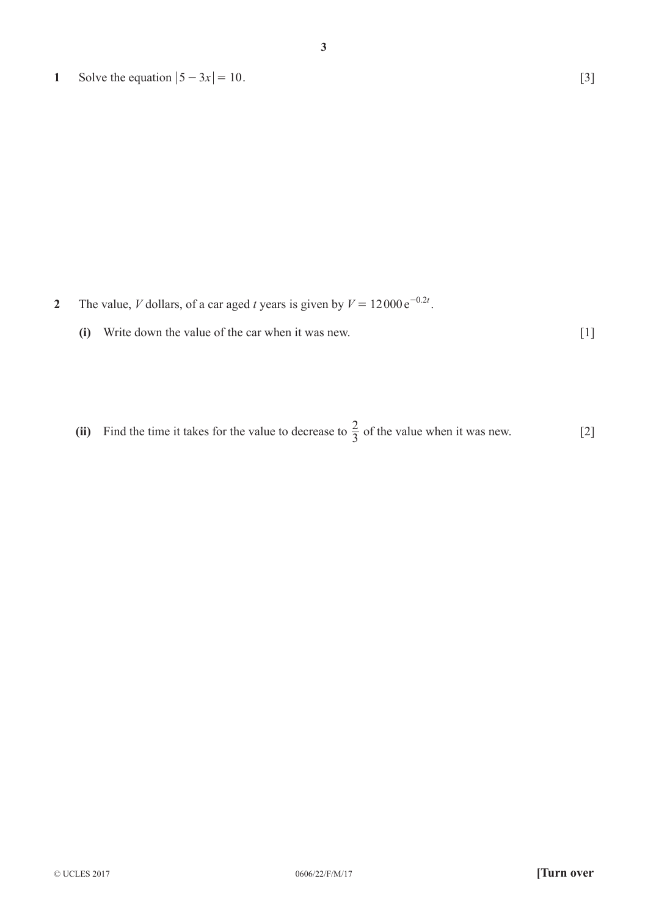**1** Solve the equation $|5 - 3x| = 10$. [3]

**2** The value, $V$ dollars, of a car aged $t$ years is given by $V = 12\,000\,\mathrm{e}^{-0.2t}$.

**(i)** Write down the value of the car when it was new. [1]

**(ii)** Find the time it takes for the value to decrease to $\frac{2}{3}$ of the value when it was new. [2]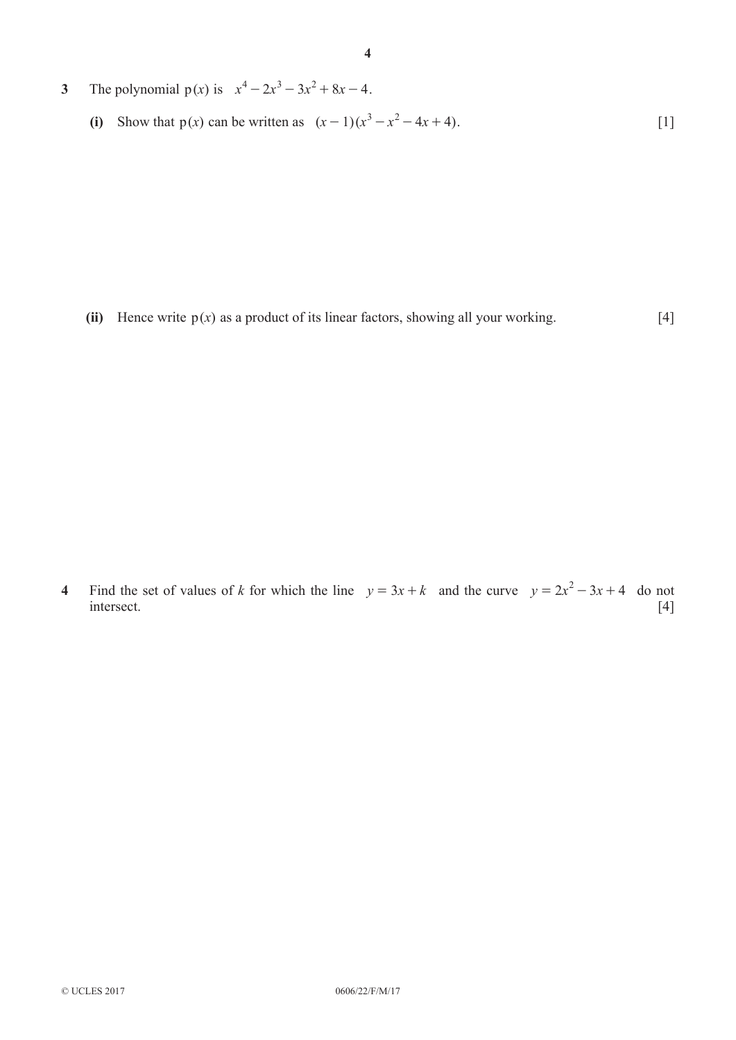**3** The polynomial $\mathrm{p}(x)$ is $x^4 - 2x^3 - 3x^2 + 8x - 4$.

**(i)** Show that $\mathrm{p}(x)$ can be written as $(x-1)(x^3 - x^2 - 4x + 4)$. [1]

**(ii)** Hence write $\mathrm{p}(x)$ as a product of its linear factors, showing all your working. [4]

**4** Find the set of values of $k$ for which the line $y = 3x + k$ and the curve $y = 2x^2 - 3x + 4$ do not intersect. [4]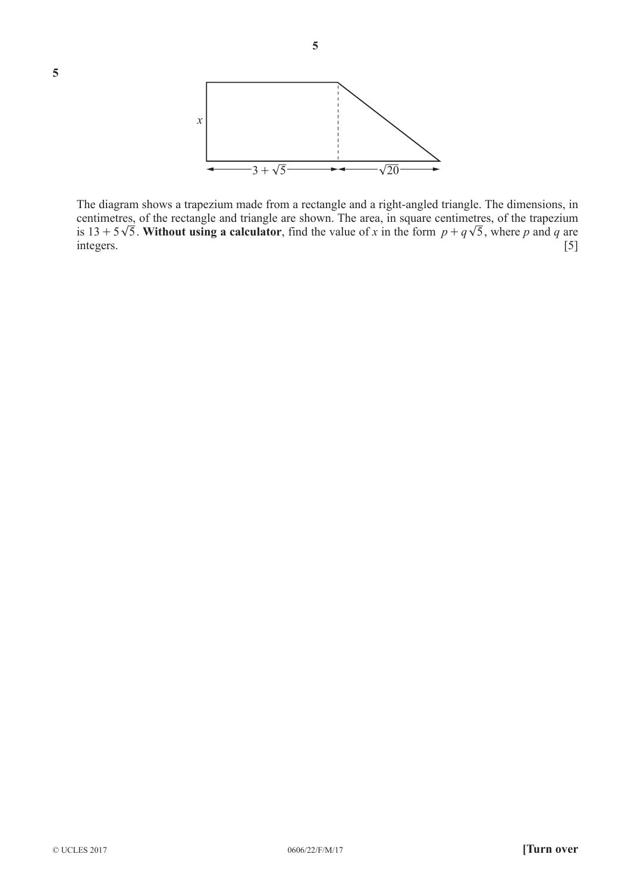**5**

$x$

$3 + \sqrt{5}$ $\sqrt{20}$

The diagram shows a trapezium made from a rectangle and a right-angled triangle. The dimensions, in centimetres, of the rectangle and triangle are shown. The area, in square centimetres, of the trapezium is $13 + 5\sqrt{5}$. **Without using a calculator**, find the value of $x$ in the form $p + q\sqrt{5}$, where $p$ and $q$ are integers. [5]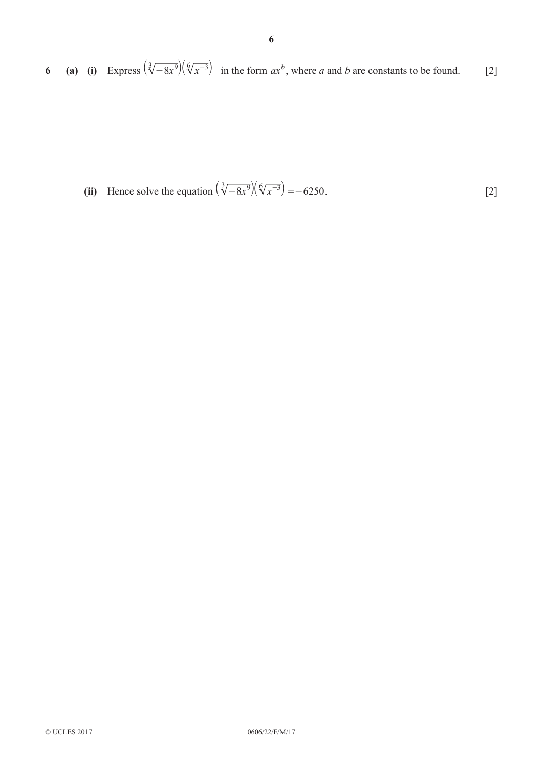6 (a) (i) Express $\left(\sqrt[3]{-8x^9}\right)\left(\sqrt[6]{x^{-3}}\right)$ in the form $ax^b$, where $a$ and $b$ are constants to be found. [2]

(ii) Hence solve the equation $\left(\sqrt[3]{-8x^9}\right)\left(\sqrt[6]{x^{-3}}\right) = -6250$. [2]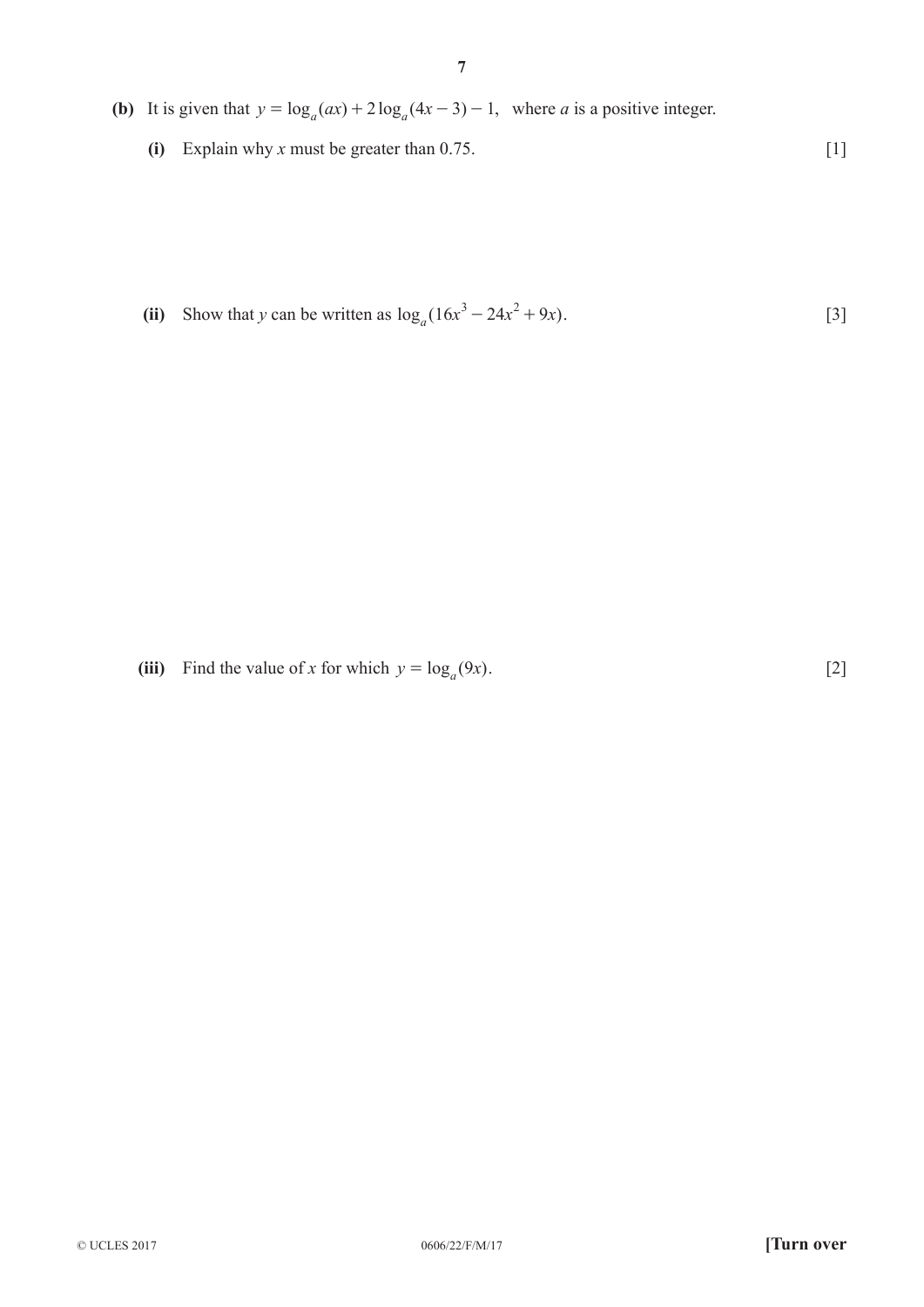**(b)** It is given that $y = \log_a(ax) + 2\log_a(4x - 3) - 1$, where $a$ is a positive integer.

**(i)** Explain why $x$ must be greater than 0.75. [1]

**(ii)** Show that $y$ can be written as $\log_a(16x^3 - 24x^2 + 9x)$. [3]

**(iii)** Find the value of $x$ for which $y = \log_a(9x)$. [2]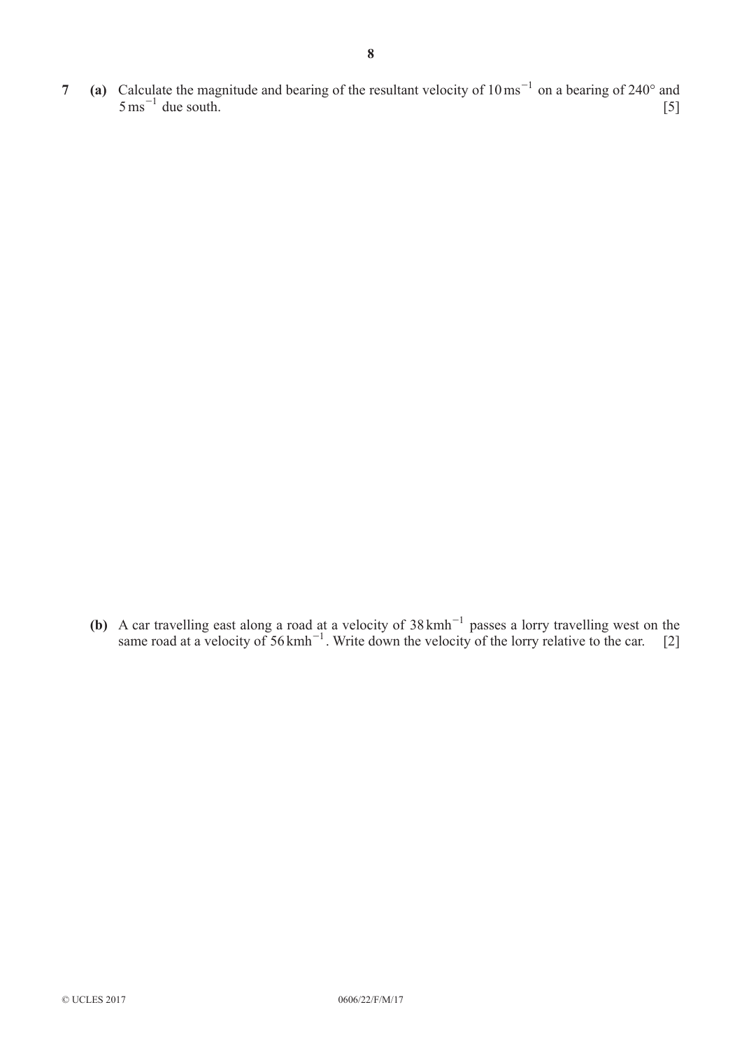**7** **(a)** Calculate the magnitude and bearing of the resultant velocity of $10\,\text{ms}^{-1}$ on a bearing of $240°$ and $5\,\text{ms}^{-1}$ due south. [5]

**(b)** A car travelling east along a road at a velocity of $38\,\text{kmh}^{-1}$ passes a lorry travelling west on the same road at a velocity of $56\,\text{kmh}^{-1}$. Write down the velocity of the lorry relative to the car. [2]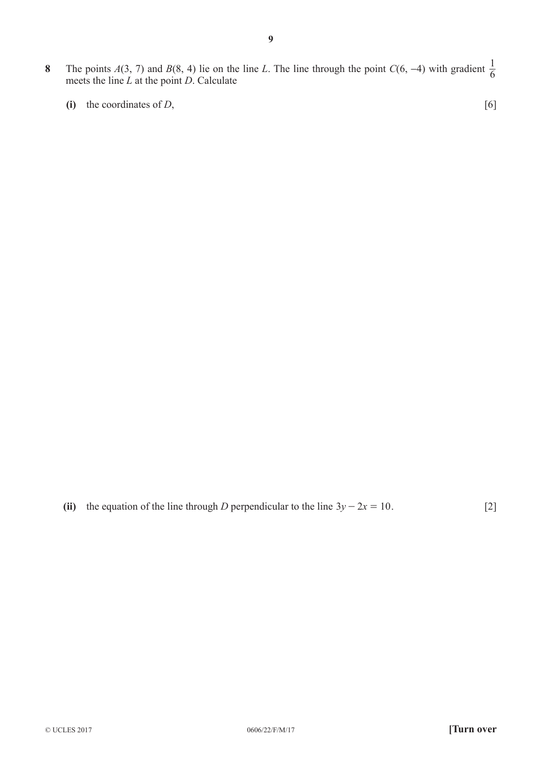**8** The points $A(3, 7)$ and $B(8, 4)$ lie on the line $L$. The line through the point $C(6, -4)$ with gradient $\frac{1}{6}$ meets the line $L$ at the point $D$. Calculate

**(i)** the coordinates of $D$, [6]

**(ii)** the equation of the line through $D$ perpendicular to the line $3y - 2x = 10$. [2]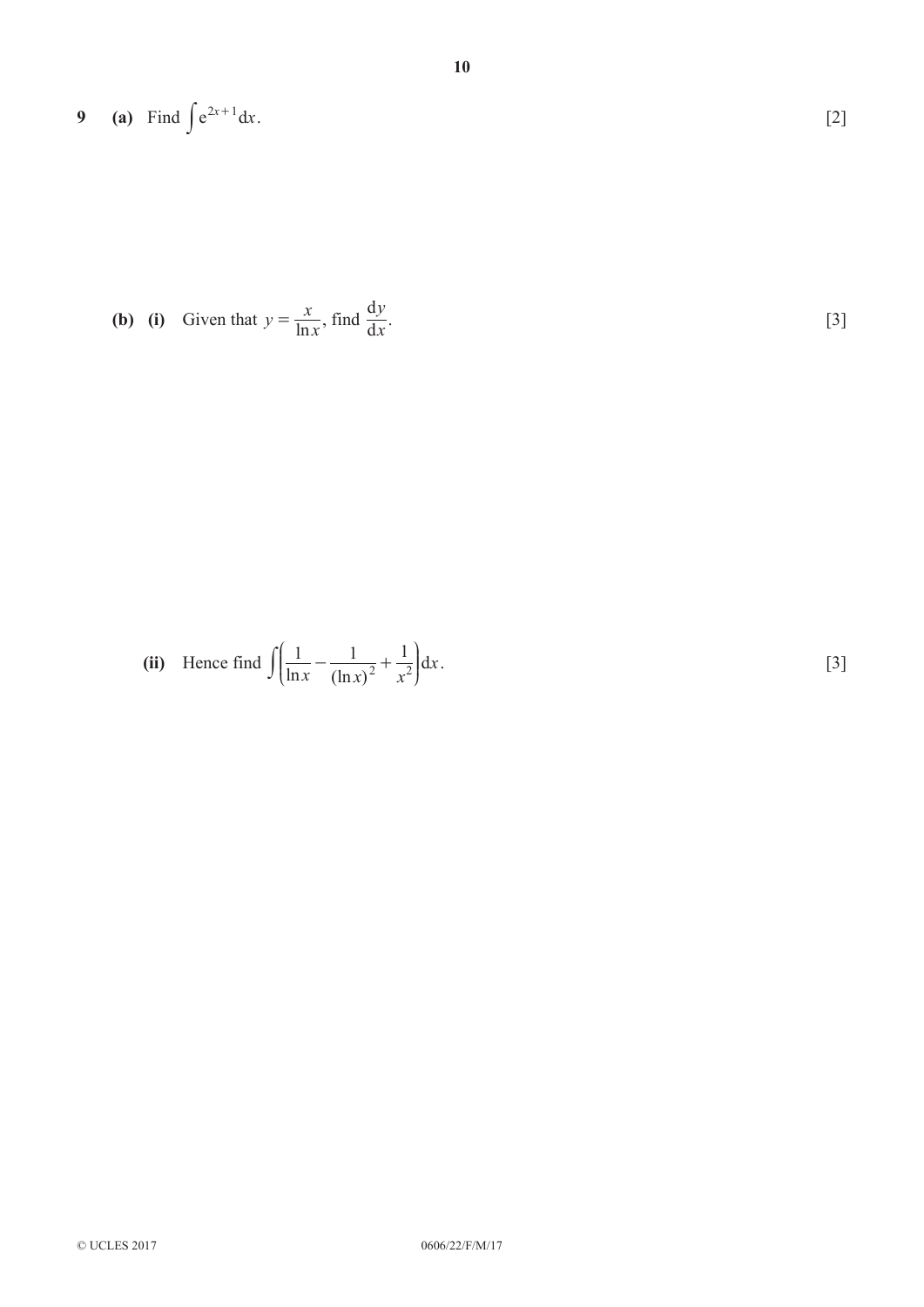**9** **(a)** Find $\int e^{2x+1} dx$. [2]

**(b)** **(i)** Given that $y = \dfrac{x}{\ln x}$, find $\dfrac{dy}{dx}$. [3]

**(ii)** Hence find $\int \left( \dfrac{1}{\ln x} - \dfrac{1}{(\ln x)^2} + \dfrac{1}{x^2} \right) dx$. [3]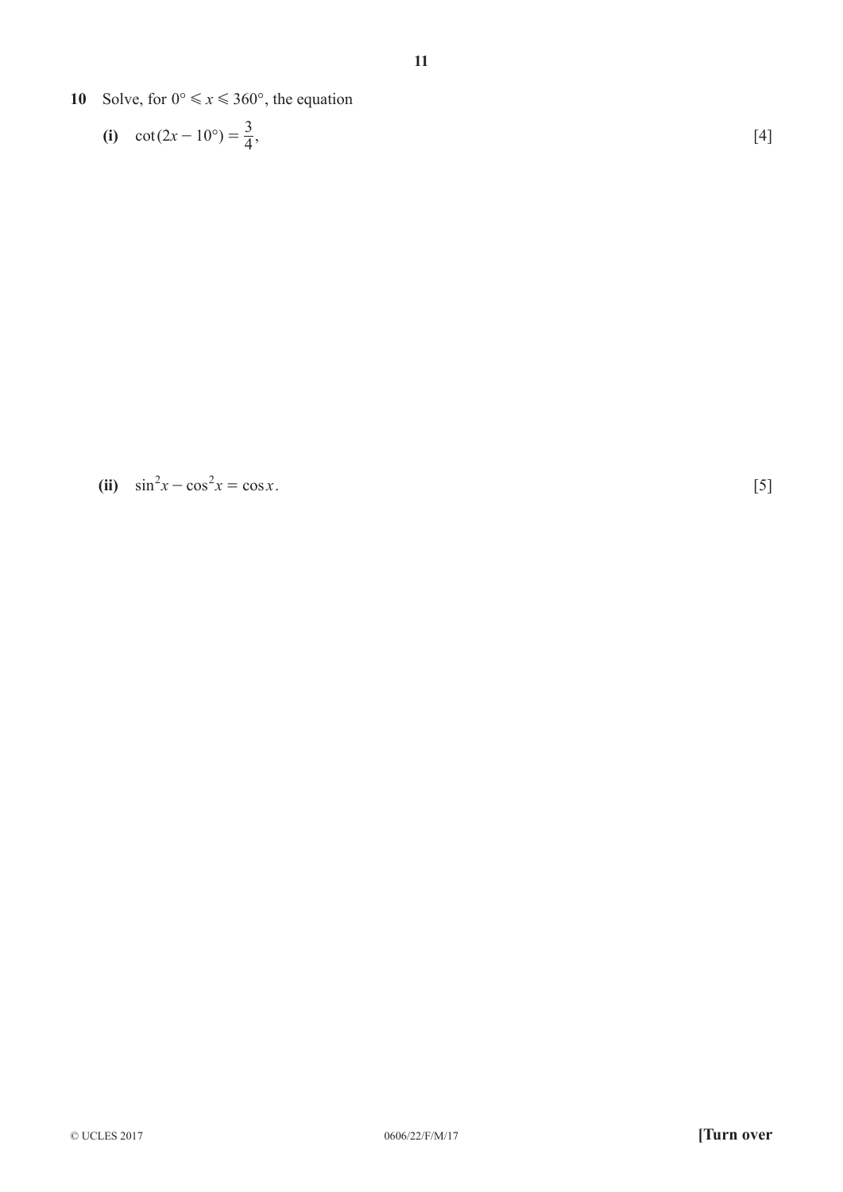**10** Solve, for $0° \leqslant x \leqslant 360°$, the equation

**(i)** $\cot(2x - 10°) = \dfrac{3}{4}$, [4]

**(ii)** $\sin^2 x - \cos^2 x = \cos x$. [5]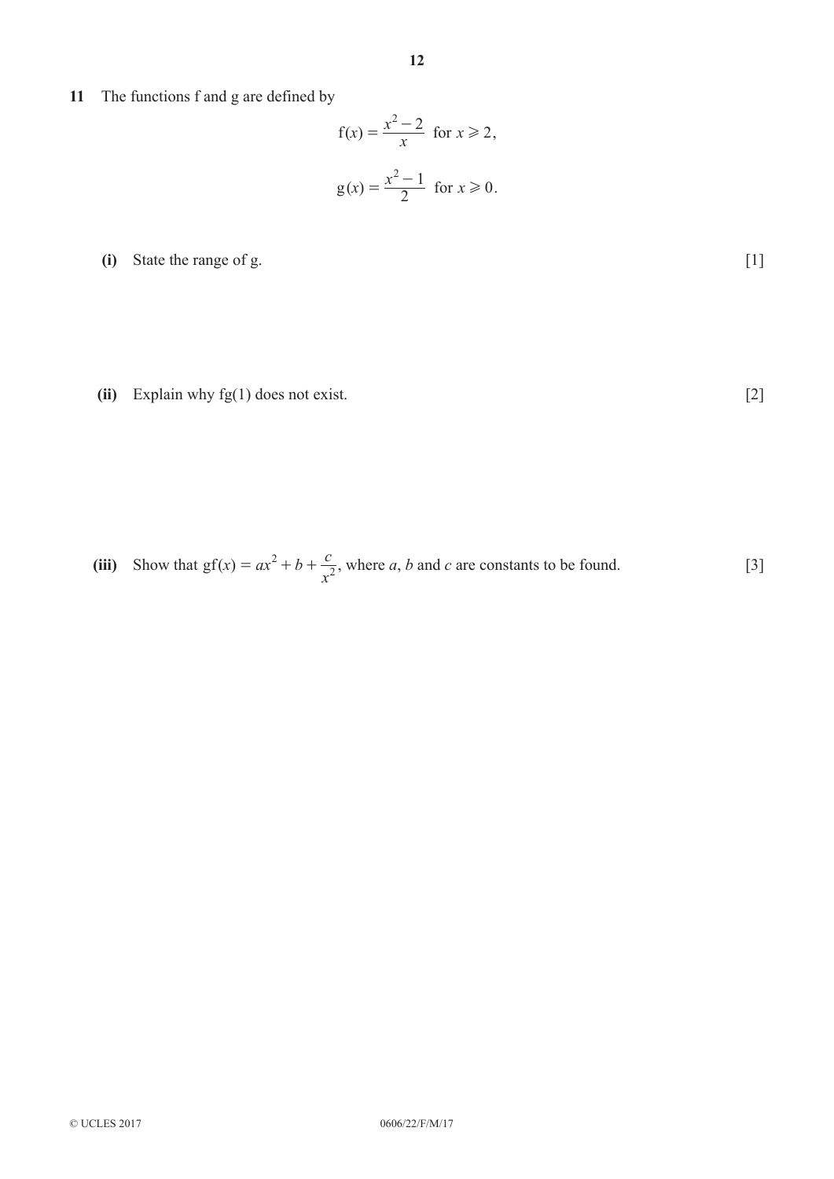**11** The functions f and g are defined by

$$\mathrm{f}(x) = \frac{x^2 - 2}{x} \text{ for } x \geqslant 2,$$

$$\mathrm{g}(x) = \frac{x^2 - 1}{2} \text{ for } x \geqslant 0.$$

**(i)** State the range of g. [1]

**(ii)** Explain why fg(1) does not exist. [2]

**(iii)** Show that $\mathrm{gf}(x) = ax^2 + b + \dfrac{c}{x^2}$, where $a$, $b$ and $c$ are constants to be found. [3]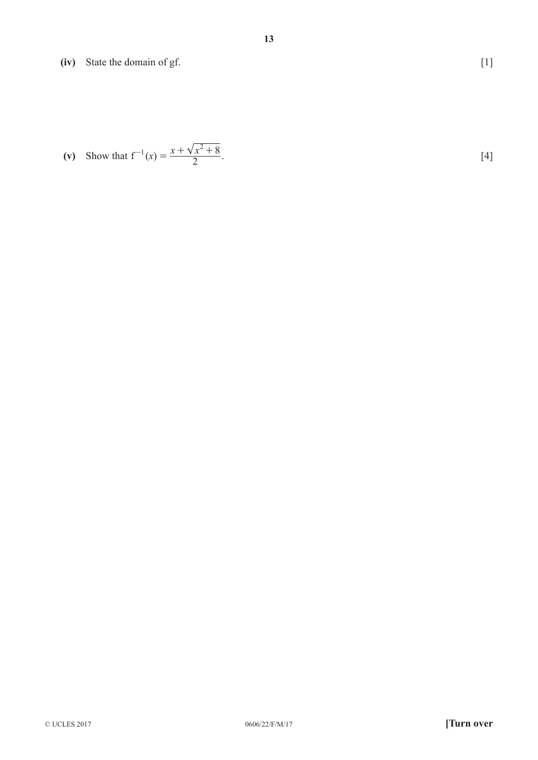**(iv)** State the domain of gf. [1]

**(v)** Show that $f^{-1}(x) = \dfrac{x + \sqrt{x^2 + 8}}{2}$. [4]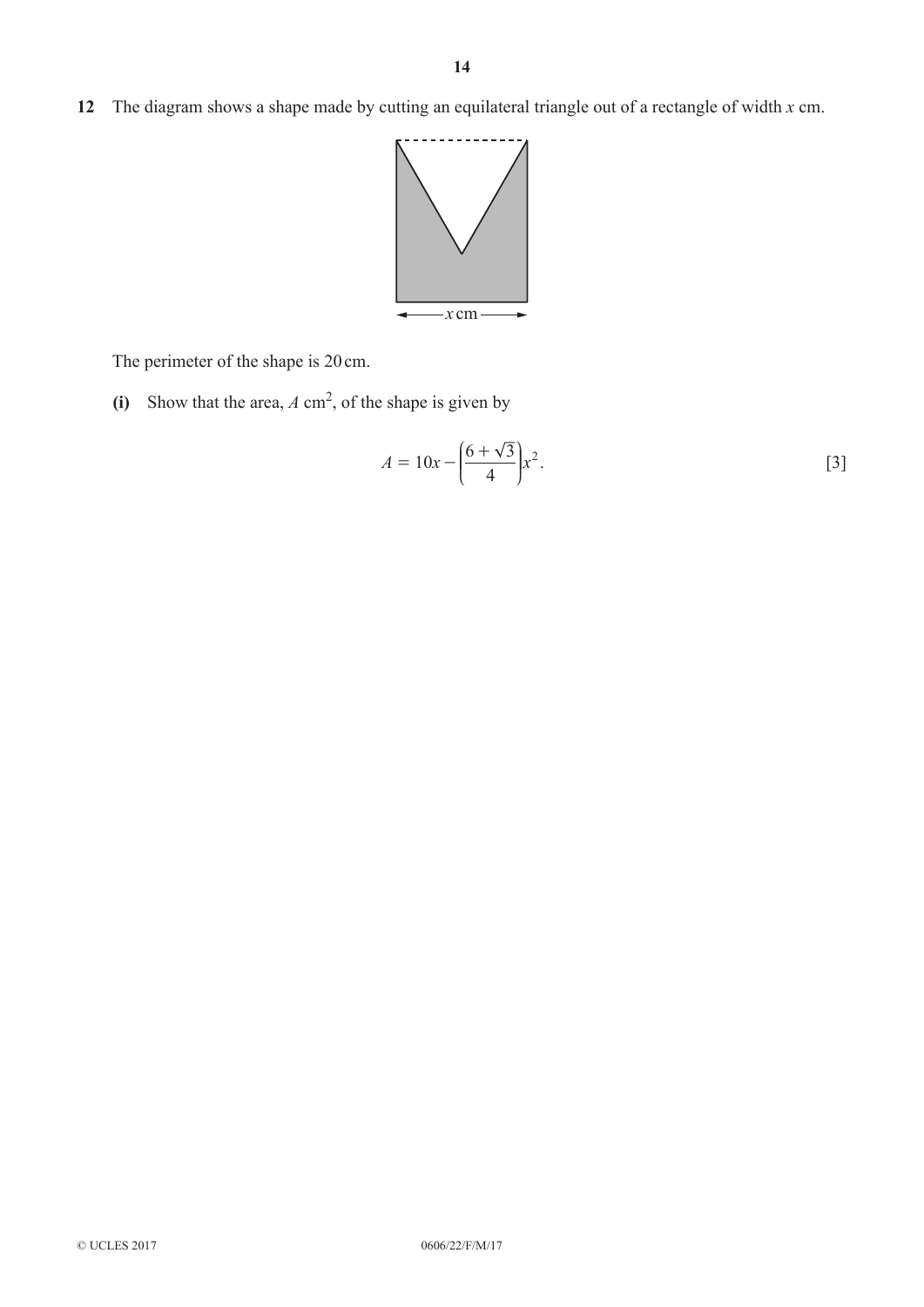**12** The diagram shows a shape made by cutting an equilateral triangle out of a rectangle of width $x$ cm.

The perimeter of the shape is 20 cm.

**(i)** Show that the area, $A$ cm$^2$, of the shape is given by

$$A = 10x - \left(\frac{6+\sqrt{3}}{4}\right)x^2. \qquad [3]$$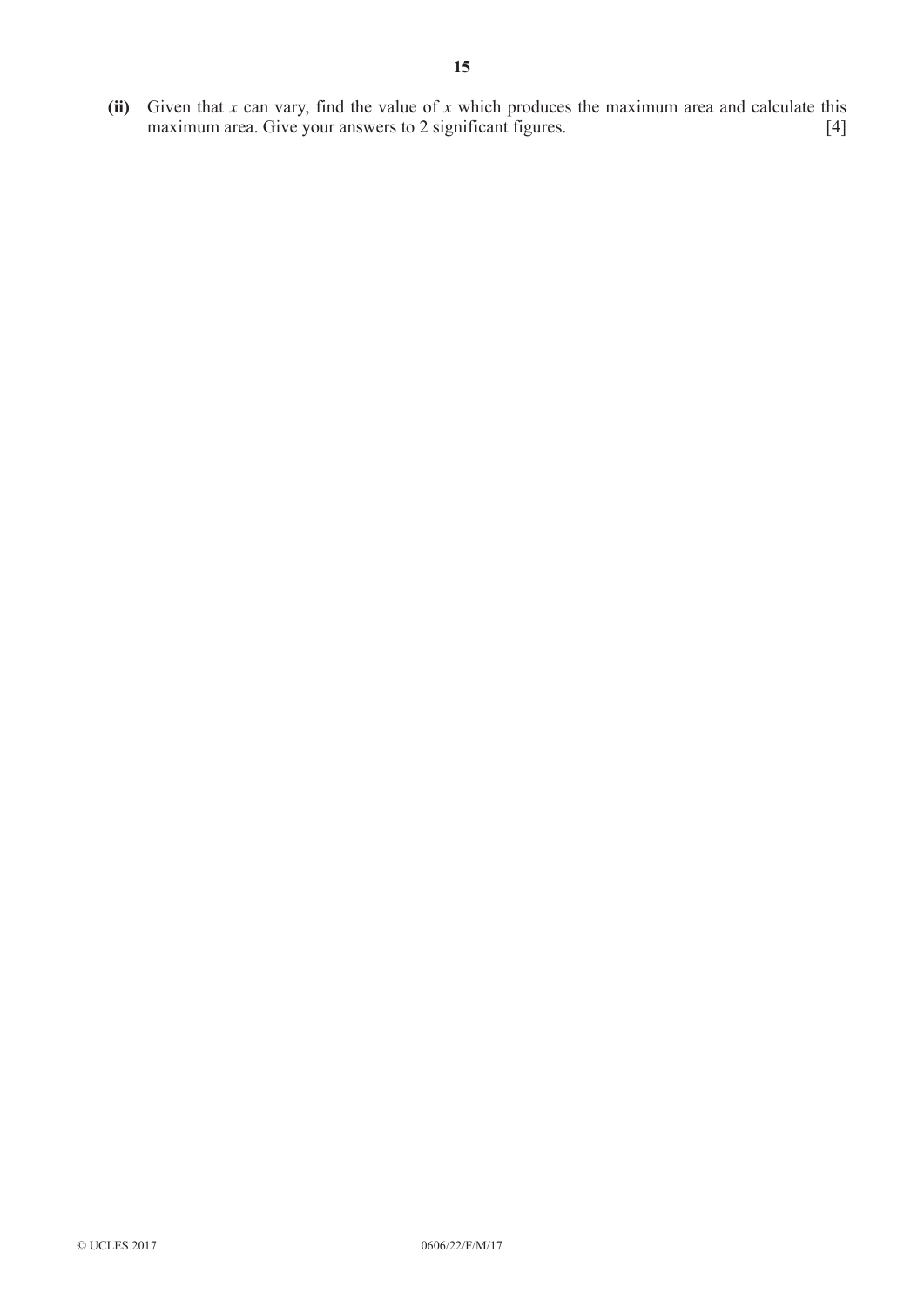**(ii)** Given that $x$ can vary, find the value of $x$ which produces the maximum area and calculate this maximum area. Give your answers to 2 significant figures. [4]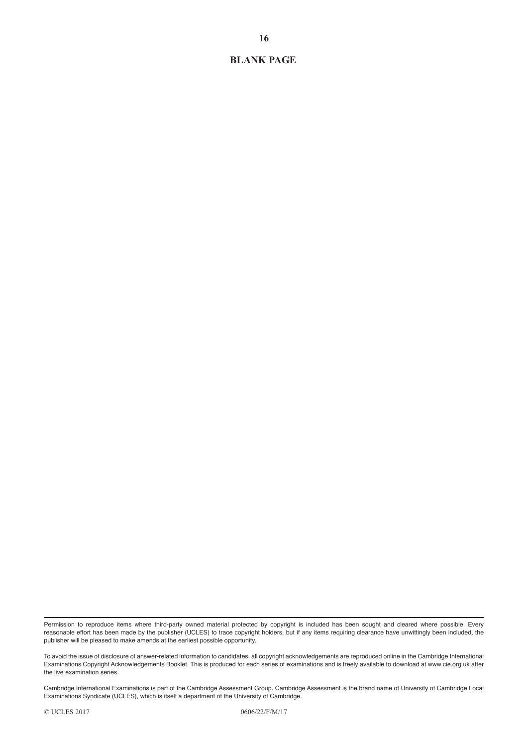**BLANK PAGE**

Permission to reproduce items where third-party owned material protected by copyright is included has been sought and cleared where possible. Every reasonable effort has been made by the publisher (UCLES) to trace copyright holders, but if any items requiring clearance have unwittingly been included, the publisher will be pleased to make amends at the earliest possible opportunity.

To avoid the issue of disclosure of answer-related information to candidates, all copyright acknowledgements are reproduced online in the Cambridge International Examinations Copyright Acknowledgements Booklet. This is produced for each series of examinations and is freely available to download at www.cie.org.uk after the live examination series.

Cambridge International Examinations is part of the Cambridge Assessment Group. Cambridge Assessment is the brand name of University of Cambridge Local Examinations Syndicate (UCLES), which is itself a department of the University of Cambridge.

© UCLES 2017 0606/22/F/M/17